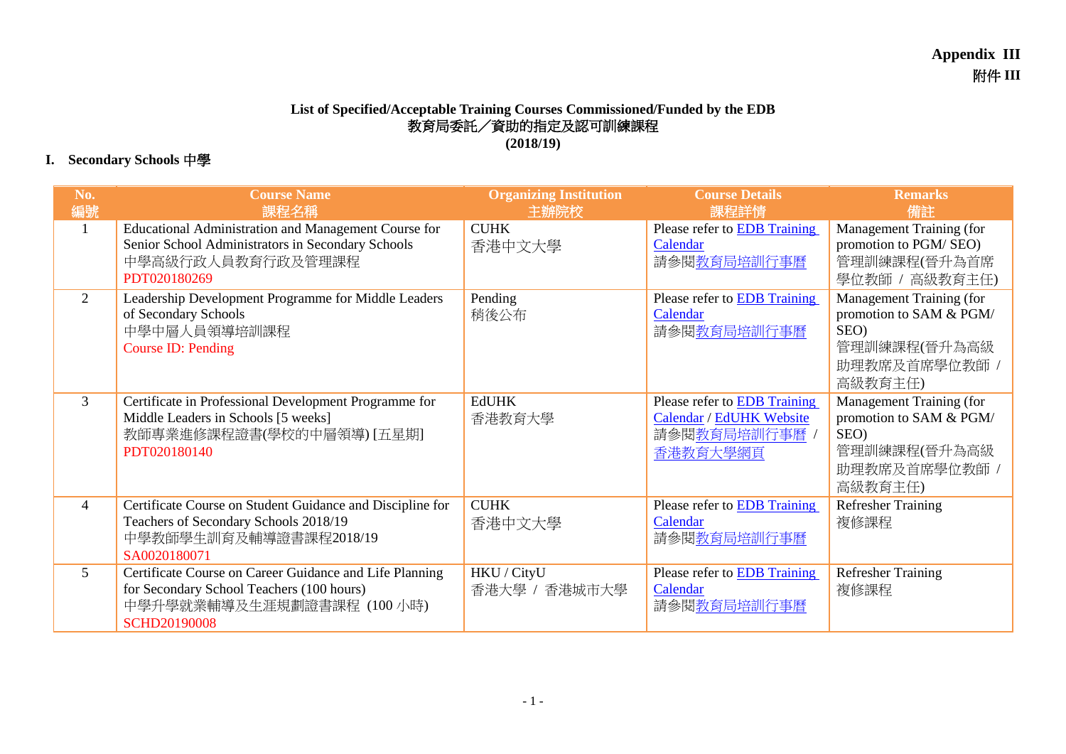**Appendix III**
**附件 III**

**List of Specified/Acceptable Training Courses Commissioned/Funded by the EDB**
**教育局委託／資助的指定及認可訓練課程**
**(2018/19)**

## I. Secondary Schools 中學

| No. 編號 | Course Name 課程名稱 | Organizing Institution 主辦院校 | Course Details 課程詳情 | Remarks 備註 |
|---|---|---|---|---|
| 1 | Educational Administration and Management Course for Senior School Administrators in Secondary Schools<br>中學高級行政人員教育行政及管理課程<br>PDT020180269 | CUHK<br>香港中文大學 | Please refer to EDB Training Calendar<br>請參閱教育局培訓行事曆 | Management Training (for promotion to PGM/ SEO)<br>管理訓練課程(晉升為首席學位教師 / 高級教育主任) |
| 2 | Leadership Development Programme for Middle Leaders of Secondary Schools<br>中學中層人員領導培訓課程<br>Course ID: Pending | Pending<br>稍後公布 | Please refer to EDB Training Calendar<br>請參閱教育局培訓行事曆 | Management Training (for promotion to SAM & PGM/ SEO)<br>管理訓練課程(晉升為高級助理教席及首席學位教師 / 高級教育主任) |
| 3 | Certificate in Professional Development Programme for Middle Leaders in Schools [5 weeks]<br>教師專業進修課程證書(學校的中層領導) [五星期]<br>PDT020180140 | EdUHK<br>香港教育大學 | Please refer to EDB Training Calendar / EdUHK Website<br>請參閱教育局培訓行事曆 / 香港教育大學網頁 | Management Training (for promotion to SAM & PGM/ SEO)<br>管理訓練課程(晉升為高級助理教席及首席學位教師 / 高級教育主任) |
| 4 | Certificate Course on Student Guidance and Discipline for Teachers of Secondary Schools 2018/19<br>中學教師學生訓育及輔導證書課程2018/19<br>SA0020180071 | CUHK<br>香港中文大學 | Please refer to EDB Training Calendar<br>請參閱教育局培訓行事曆 | Refresher Training<br>複修課程 |
| 5 | Certificate Course on Career Guidance and Life Planning for Secondary School Teachers (100 hours)<br>中學升學就業輔導及生涯規劃證書課程 (100 小時)<br>SCHD20190008 | HKU / CityU<br>香港大學 / 香港城市大學 | Please refer to EDB Training Calendar<br>請參閱教育局培訓行事曆 | Refresher Training<br>複修課程 |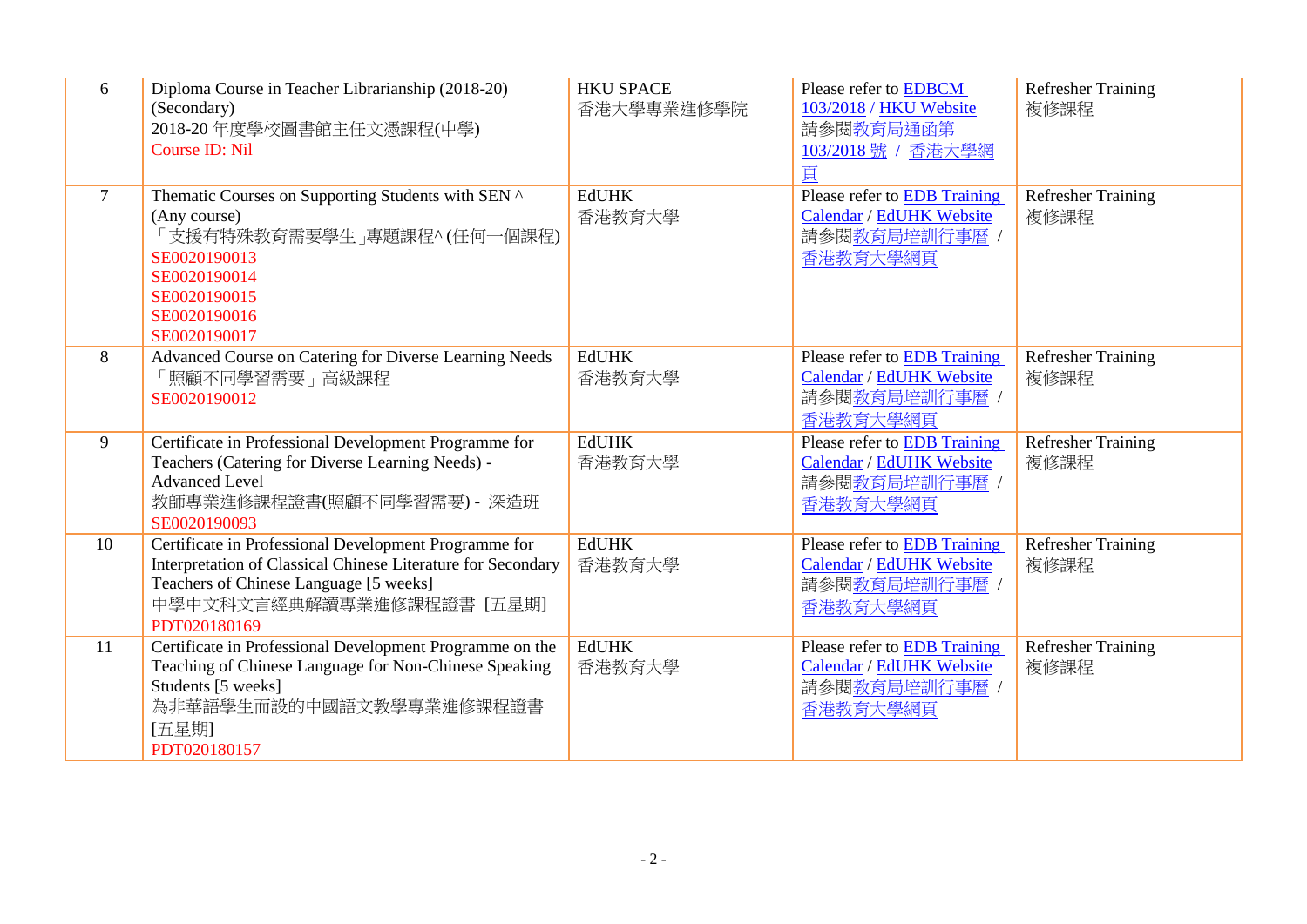| 6 | Diploma Course in Teacher Librarianship (2018-20) (Secondary)<br>2018-20 年度學校圖書館主任文憑課程(中學)<br>Course ID: Nil | HKU SPACE<br>香港大學專業進修學院 | Please refer to EDBCM 103/2018 / HKU Website<br>請參閱教育局通函第 103/2018 號 / 香港大學網頁 | Refresher Training<br>複修課程 |
|---|---|---|---|---|
| 7 | Thematic Courses on Supporting Students with SEN ^ (Any course)<br>「支援有特殊教育需要學生」專題課程^ (任何一個課程)<br>SE0020190013<br>SE0020190014<br>SE0020190015<br>SE0020190016<br>SE0020190017 | EdUHK<br>香港教育大學 | Please refer to EDB Training Calendar / EdUHK Website<br>請參閱教育局培訓行事曆 / 香港教育大學網頁 | Refresher Training<br>複修課程 |
| 8 | Advanced Course on Catering for Diverse Learning Needs<br>「照顧不同學習需要」高級課程<br>SE0020190012 | EdUHK<br>香港教育大學 | Please refer to EDB Training Calendar / EdUHK Website<br>請參閱教育局培訓行事曆 / 香港教育大學網頁 | Refresher Training<br>複修課程 |
| 9 | Certificate in Professional Development Programme for Teachers (Catering for Diverse Learning Needs) - Advanced Level<br>教師專業進修課程證書(照顧不同學習需要) - 深造班<br>SE0020190093 | EdUHK<br>香港教育大學 | Please refer to EDB Training Calendar / EdUHK Website<br>請參閱教育局培訓行事曆 / 香港教育大學網頁 | Refresher Training<br>複修課程 |
| 10 | Certificate in Professional Development Programme for Interpretation of Classical Chinese Literature for Secondary Teachers of Chinese Language [5 weeks]<br>中學中文科文言經典解讀專業進修課程證書 [五星期]<br>PDT020180169 | EdUHK<br>香港教育大學 | Please refer to EDB Training Calendar / EdUHK Website<br>請參閱教育局培訓行事曆 / 香港教育大學網頁 | Refresher Training<br>複修課程 |
| 11 | Certificate in Professional Development Programme on the Teaching of Chinese Language for Non-Chinese Speaking Students [5 weeks]<br>為非華語學生而設的中國語文教學專業進修課程證書 [五星期]<br>PDT020180157 | EdUHK<br>香港教育大學 | Please refer to EDB Training Calendar / EdUHK Website<br>請參閱教育局培訓行事曆 / 香港教育大學網頁 | Refresher Training<br>複修課程 |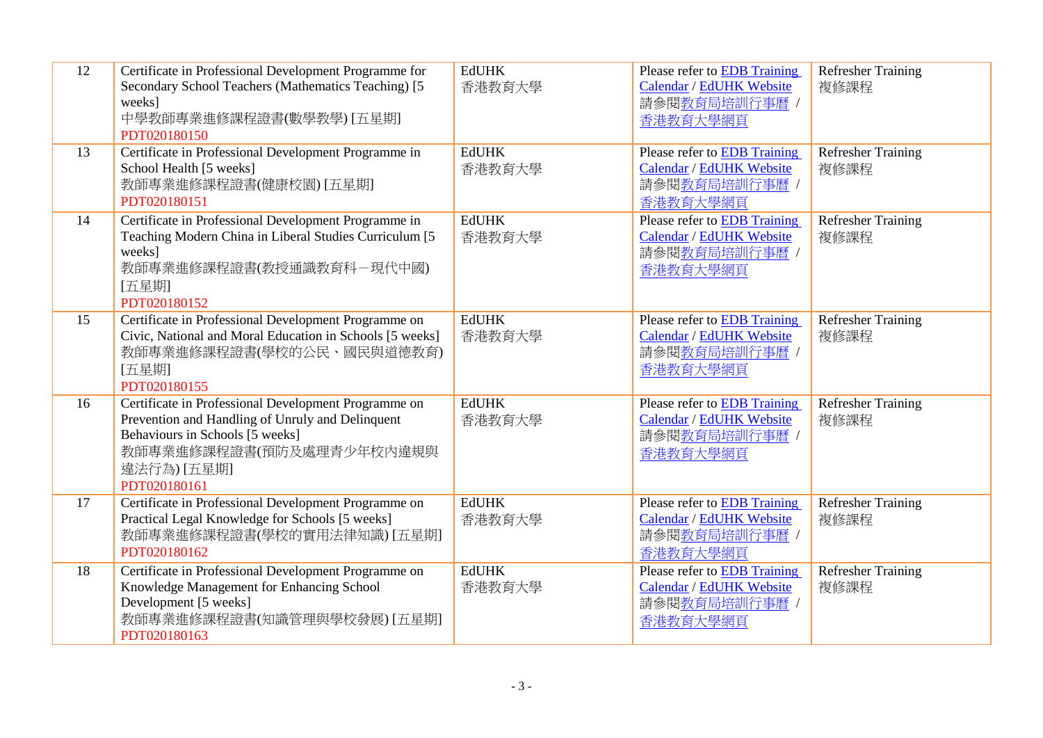| 12 | Certificate in Professional Development Programme for Secondary School Teachers (Mathematics Teaching) [5 weeks]<br>中學教師專業進修課程證書(數學教學) [五星期]<br>PDT020180150 | EdUHK<br>香港教育大學 | Please refer to EDB Training Calendar / EdUHK Website<br>請參閱教育局培訓行事曆 / 香港教育大學網頁 | Refresher Training<br>複修課程 |
|---|---|---|---|---|
| 13 | Certificate in Professional Development Programme in School Health [5 weeks]<br>教師專業進修課程證書(健康校園) [五星期]<br>PDT020180151 | EdUHK<br>香港教育大學 | Please refer to EDB Training Calendar / EdUHK Website<br>請參閱教育局培訓行事曆 / 香港教育大學網頁 | Refresher Training<br>複修課程 |
| 14 | Certificate in Professional Development Programme in Teaching Modern China in Liberal Studies Curriculum [5 weeks]<br>教師專業進修課程證書(教授通識教育科－現代中國) [五星期]<br>PDT020180152 | EdUHK<br>香港教育大學 | Please refer to EDB Training Calendar / EdUHK Website<br>請參閱教育局培訓行事曆 / 香港教育大學網頁 | Refresher Training<br>複修課程 |
| 15 | Certificate in Professional Development Programme on Civic, National and Moral Education in Schools [5 weeks]<br>教師專業進修課程證書(學校的公民、國民與道德教育) [五星期]<br>PDT020180155 | EdUHK<br>香港教育大學 | Please refer to EDB Training Calendar / EdUHK Website<br>請參閱教育局培訓行事曆 / 香港教育大學網頁 | Refresher Training<br>複修課程 |
| 16 | Certificate in Professional Development Programme on Prevention and Handling of Unruly and Delinquent Behaviours in Schools [5 weeks]<br>教師專業進修課程證書(預防及處理青少年校內違規與違法行為) [五星期]<br>PDT020180161 | EdUHK<br>香港教育大學 | Please refer to EDB Training Calendar / EdUHK Website<br>請參閱教育局培訓行事曆 / 香港教育大學網頁 | Refresher Training<br>複修課程 |
| 17 | Certificate in Professional Development Programme on Practical Legal Knowledge for Schools [5 weeks]<br>教師專業進修課程證書(學校的實用法律知識) [五星期]<br>PDT020180162 | EdUHK<br>香港教育大學 | Please refer to EDB Training Calendar / EdUHK Website<br>請參閱教育局培訓行事曆 / 香港教育大學網頁 | Refresher Training<br>複修課程 |
| 18 | Certificate in Professional Development Programme on Knowledge Management for Enhancing School Development [5 weeks]<br>教師專業進修課程證書(知識管理與學校發展) [五星期]<br>PDT020180163 | EdUHK<br>香港教育大學 | Please refer to EDB Training Calendar / EdUHK Website<br>請參閱教育局培訓行事曆 / 香港教育大學網頁 | Refresher Training<br>複修課程 |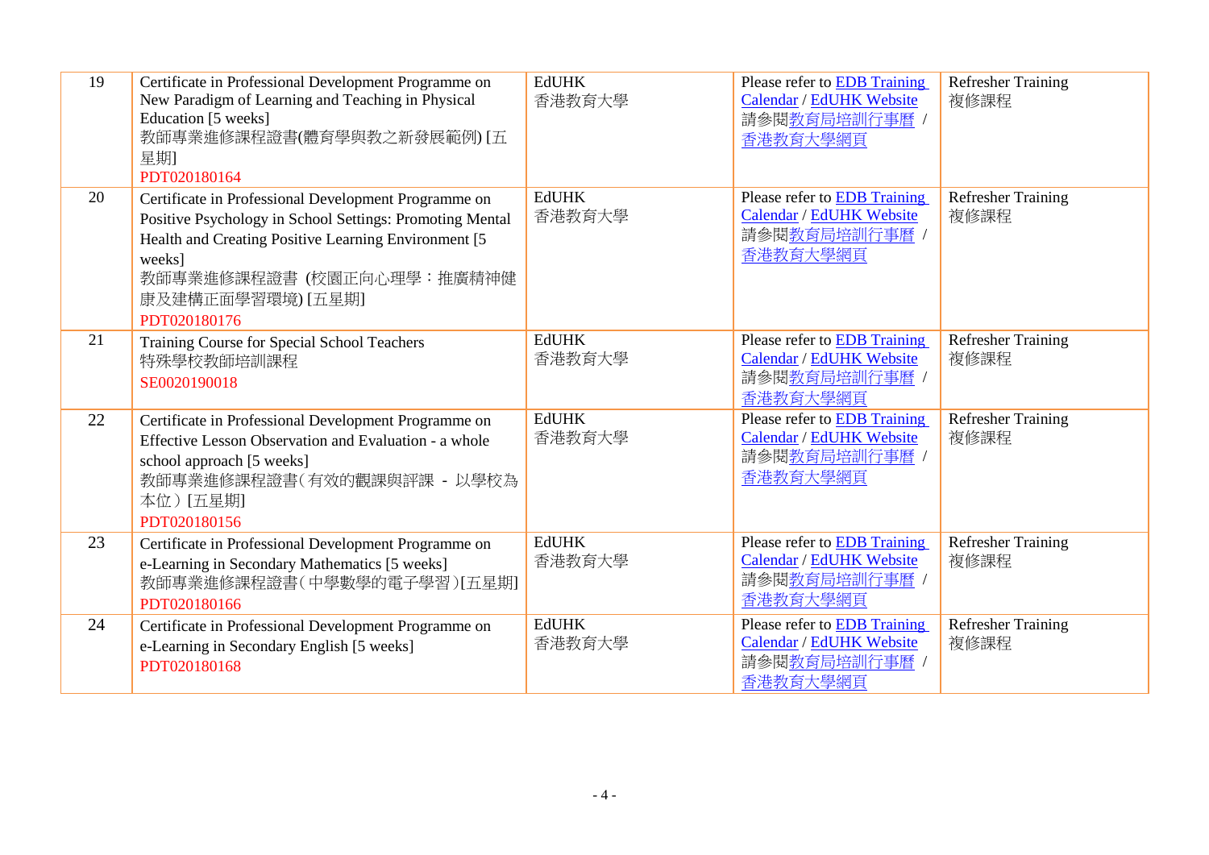| 19 | Certificate in Professional Development Programme on New Paradigm of Learning and Teaching in Physical Education [5 weeks]<br>教師專業進修課程證書(體育學與教之新發展範例) [五星期]<br>PDT020180164 | EdUHK<br>香港教育大學 | Please refer to EDB Training Calendar / EdUHK Website<br>請參閱教育局培訓行事曆 / 香港教育大學網頁 | Refresher Training<br>複修課程 |
|---|---|---|---|---|
| 20 | Certificate in Professional Development Programme on Positive Psychology in School Settings: Promoting Mental Health and Creating Positive Learning Environment [5 weeks]<br>教師專業進修課程證書 (校園正向心理學：推廣精神健康及建構正面學習環境) [五星期]<br>PDT020180176 | EdUHK<br>香港教育大學 | Please refer to EDB Training Calendar / EdUHK Website<br>請參閱教育局培訓行事曆 / 香港教育大學網頁 | Refresher Training<br>複修課程 |
| 21 | Training Course for Special School Teachers<br>特殊學校教師培訓課程<br>SE0020190018 | EdUHK<br>香港教育大學 | Please refer to EDB Training Calendar / EdUHK Website<br>請參閱教育局培訓行事曆 / 香港教育大學網頁 | Refresher Training<br>複修課程 |
| 22 | Certificate in Professional Development Programme on Effective Lesson Observation and Evaluation - a whole school approach [5 weeks]<br>教師專業進修課程證書（有效的觀課與評課 - 以學校為本位）[五星期]<br>PDT020180156 | EdUHK<br>香港教育大學 | Please refer to EDB Training Calendar / EdUHK Website<br>請參閱教育局培訓行事曆 / 香港教育大學網頁 | Refresher Training<br>複修課程 |
| 23 | Certificate in Professional Development Programme on e-Learning in Secondary Mathematics [5 weeks]<br>教師專業進修課程證書（中學數學的電子學習）[五星期]<br>PDT020180166 | EdUHK<br>香港教育大學 | Please refer to EDB Training Calendar / EdUHK Website<br>請參閱教育局培訓行事曆 / 香港教育大學網頁 | Refresher Training<br>複修課程 |
| 24 | Certificate in Professional Development Programme on e-Learning in Secondary English [5 weeks]<br>PDT020180168 | EdUHK<br>香港教育大學 | Please refer to EDB Training Calendar / EdUHK Website<br>請參閱教育局培訓行事曆 / 香港教育大學網頁 | Refresher Training<br>複修課程 |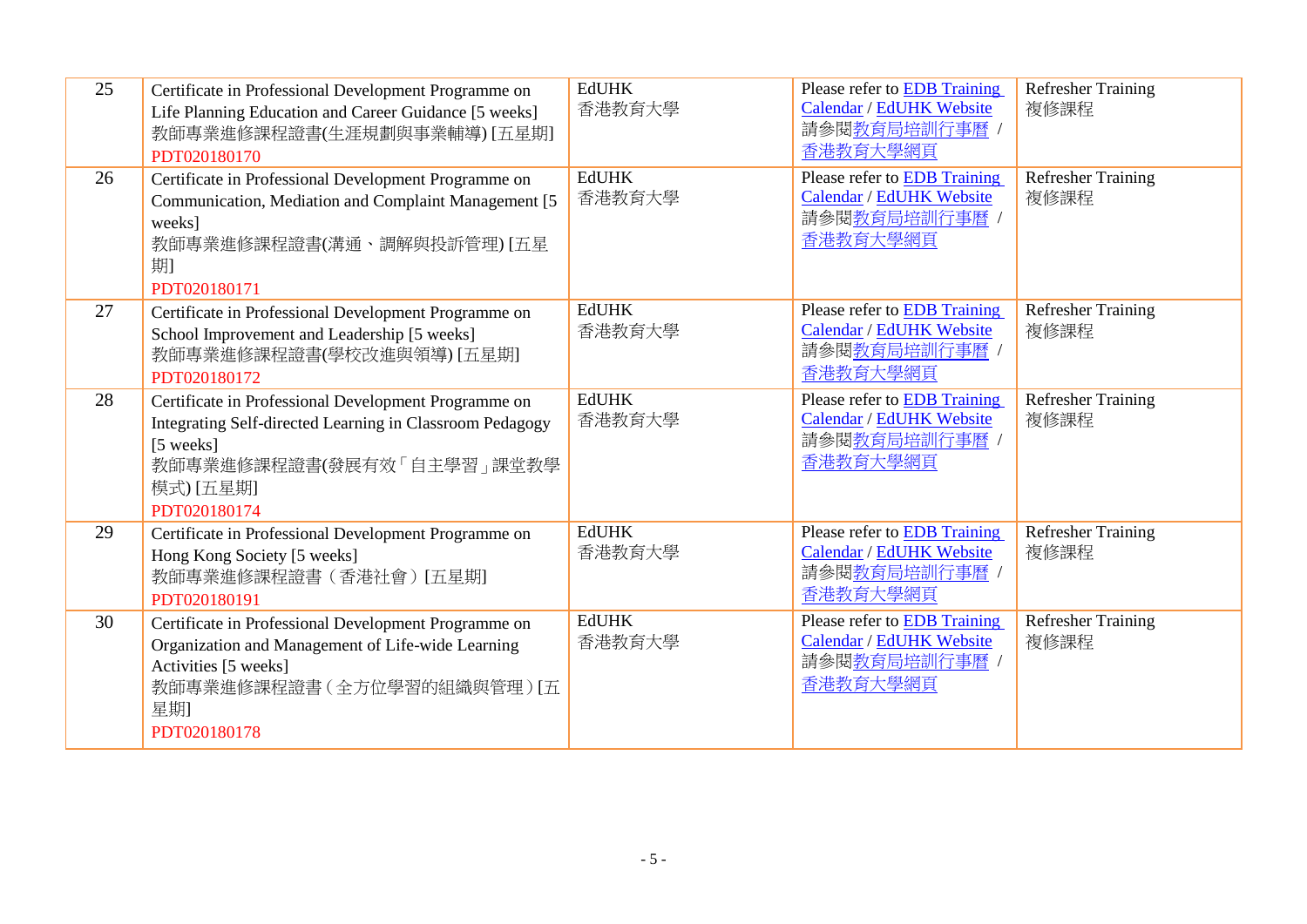| 25 | Certificate in Professional Development Programme on Life Planning Education and Career Guidance [5 weeks]<br>教師專業進修課程證書(生涯規劃與事業輔導) [五星期]<br>PDT020180170 | EdUHK<br>香港教育大學 | Please refer to EDB Training Calendar / EdUHK Website<br>請參閱教育局培訓行事曆 / 香港教育大學網頁 | Refresher Training<br>複修課程 |
|---|---|---|---|---|
| 26 | Certificate in Professional Development Programme on Communication, Mediation and Complaint Management [5 weeks]<br>教師專業進修課程證書(溝通、調解與投訴管理) [五星期]<br>PDT020180171 | EdUHK<br>香港教育大學 | Please refer to EDB Training Calendar / EdUHK Website<br>請參閱教育局培訓行事曆 / 香港教育大學網頁 | Refresher Training<br>複修課程 |
| 27 | Certificate in Professional Development Programme on School Improvement and Leadership [5 weeks]<br>教師專業進修課程證書(學校改進與領導) [五星期]<br>PDT020180172 | EdUHK<br>香港教育大學 | Please refer to EDB Training Calendar / EdUHK Website<br>請參閱教育局培訓行事曆 / 香港教育大學網頁 | Refresher Training<br>複修課程 |
| 28 | Certificate in Professional Development Programme on Integrating Self-directed Learning in Classroom Pedagogy [5 weeks]<br>教師專業進修課程證書(發展有效「自主學習」課堂教學模式) [五星期]<br>PDT020180174 | EdUHK<br>香港教育大學 | Please refer to EDB Training Calendar / EdUHK Website<br>請參閱教育局培訓行事曆 / 香港教育大學網頁 | Refresher Training<br>複修課程 |
| 29 | Certificate in Professional Development Programme on Hong Kong Society [5 weeks]<br>教師專業進修課程證書（香港社會）[五星期]<br>PDT020180191 | EdUHK<br>香港教育大學 | Please refer to EDB Training Calendar / EdUHK Website<br>請參閱教育局培訓行事曆 / 香港教育大學網頁 | Refresher Training<br>複修課程 |
| 30 | Certificate in Professional Development Programme on Organization and Management of Life-wide Learning Activities [5 weeks]<br>教師專業進修課程證書（全方位學習的組織與管理）[五星期]<br>PDT020180178 | EdUHK<br>香港教育大學 | Please refer to EDB Training Calendar / EdUHK Website<br>請參閱教育局培訓行事曆 / 香港教育大學網頁 | Refresher Training<br>複修課程 |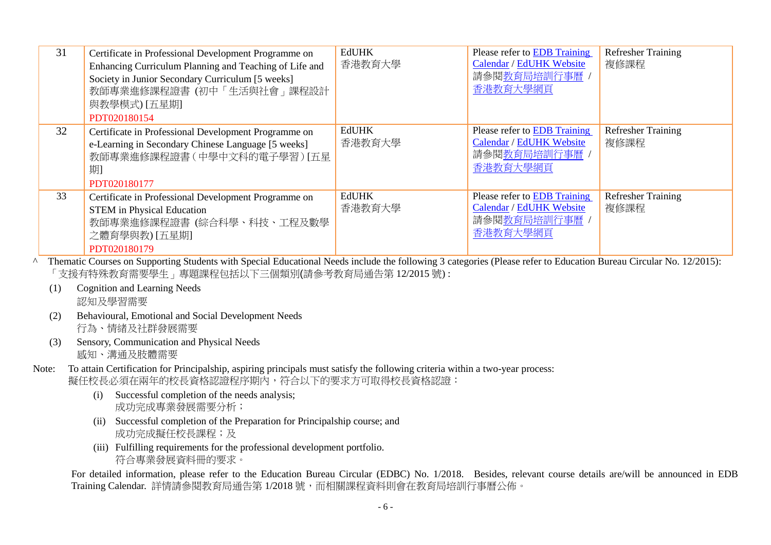| | | | | |
|---|---|---|---|---|
| 31 | Certificate in Professional Development Programme on Enhancing Curriculum Planning and Teaching of Life and Society in Junior Secondary Curriculum [5 weeks]<br>教師專業進修課程證書 (初中「生活與社會」課程設計與教學模式) [五星期]<br>PDT020180154 | EdUHK<br>香港教育大學 | Please refer to EDB Training Calendar / EdUHK Website<br>請參閱教育局培訓行事曆 / 香港教育大學網頁 | Refresher Training<br>複修課程 |
| 32 | Certificate in Professional Development Programme on e-Learning in Secondary Chinese Language [5 weeks]<br>教師專業進修課程證書(中學中文科的電子學習)[五星期]<br>PDT020180177 | EdUHK<br>香港教育大學 | Please refer to EDB Training Calendar / EdUHK Website<br>請參閱教育局培訓行事曆 / 香港教育大學網頁 | Refresher Training<br>複修課程 |
| 33 | Certificate in Professional Development Programme on STEM in Physical Education<br>教師專業進修課程證書 (綜合科學、科技、工程及數學之體育學與教) [五星期]<br>PDT020180179 | EdUHK<br>香港教育大學 | Please refer to EDB Training Calendar / EdUHK Website<br>請參閱教育局培訓行事曆 / 香港教育大學網頁 | Refresher Training<br>複修課程 |

^ Thematic Courses on Supporting Students with Special Educational Needs include the following 3 categories (Please refer to Education Bureau Circular No. 12/2015):
「支援有特殊教育需要學生」專題課程包括以下三個類別(請參考教育局通告第 12/2015 號) :

(1) Cognition and Learning Needs
認知及學習需要

(2) Behavioural, Emotional and Social Development Needs
行為、情緒及社群發展需要

(3) Sensory, Communication and Physical Needs
感知、溝通及肢體需要

Note: To attain Certification for Principalship, aspiring principals must satisfy the following criteria within a two-year process:
擬任校長必須在兩年的校長資格認證程序期內，符合以下的要求方可取得校長資格認證：

(i) Successful completion of the needs analysis;
成功完成專業發展需要分析；

(ii) Successful completion of the Preparation for Principalship course; and
成功完成擬任校長課程；及

(iii) Fulfilling requirements for the professional development portfolio.
符合專業發展資料冊的要求。

For detailed information, please refer to the Education Bureau Circular (EDBC) No. 1/2018. Besides, relevant course details are/will be announced in EDB Training Calendar. 詳情請參閱教育局通告第 1/2018 號，而相關課程資料則會在教育局培訓行事曆公佈。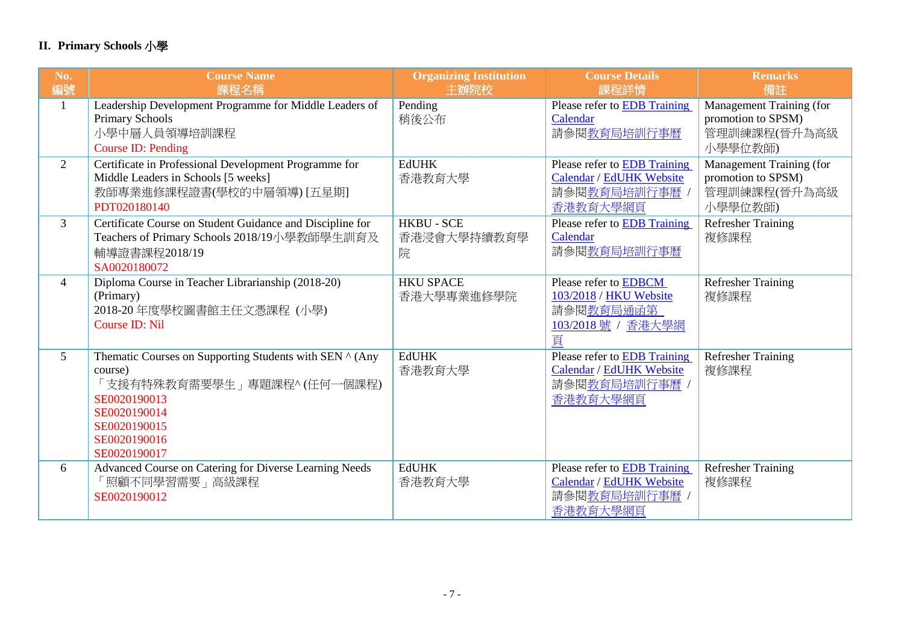## II. Primary Schools 小學

| No.<br>編號 | Course Name<br>課程名稱 | Organizing Institution<br>主辦院校 | Course Details<br>課程詳情 | Remarks<br>備註 |
|---|---|---|---|---|
| 1 | Leadership Development Programme for Middle Leaders of Primary Schools<br>小學中層人員領導培訓課程<br>Course ID: Pending | Pending<br>稍後公布 | Please refer to EDB Training Calendar<br>請參閱教育局培訓行事曆 | Management Training (for promotion to SPSM)<br>管理訓練課程(晉升為高級小學學位教師) |
| 2 | Certificate in Professional Development Programme for Middle Leaders in Schools [5 weeks]<br>教師專業進修課程證書(學校的中層領導) [五星期]<br>PDT020180140 | EdUHK<br>香港教育大學 | Please refer to EDB Training Calendar / EdUHK Website<br>請參閱教育局培訓行事曆 / 香港教育大學網頁 | Management Training (for promotion to SPSM)<br>管理訓練課程(晉升為高級小學學位教師) |
| 3 | Certificate Course on Student Guidance and Discipline for Teachers of Primary Schools 2018/19小學教師學生訓育及輔導證書課程2018/19<br>SA0020180072 | HKBU - SCE<br>香港浸會大學持續教育學院 | Please refer to EDB Training Calendar<br>請參閱教育局培訓行事曆 | Refresher Training<br>複修課程 |
| 4 | Diploma Course in Teacher Librarianship (2018-20) (Primary)<br>2018-20 年度學校圖書館主任文憑課程 (小學)<br>Course ID: Nil | HKU SPACE<br>香港大學專業進修學院 | Please refer to EDBCM 103/2018 / HKU Website<br>請參閱教育局通函第 103/2018 號 / 香港大學網頁 | Refresher Training<br>複修課程 |
| 5 | Thematic Courses on Supporting Students with SEN ^ (Any course)<br>「支援有特殊教育需要學生」專題課程^ (任何一個課程)<br>SE0020190013<br>SE0020190014<br>SE0020190015<br>SE0020190016<br>SE0020190017 | EdUHK<br>香港教育大學 | Please refer to EDB Training Calendar / EdUHK Website<br>請參閱教育局培訓行事曆 / 香港教育大學網頁 | Refresher Training<br>複修課程 |
| 6 | Advanced Course on Catering for Diverse Learning Needs<br>「照顧不同學習需要」高級課程<br>SE0020190012 | EdUHK<br>香港教育大學 | Please refer to EDB Training Calendar / EdUHK Website<br>請參閱教育局培訓行事曆 / 香港教育大學網頁 | Refresher Training<br>複修課程 |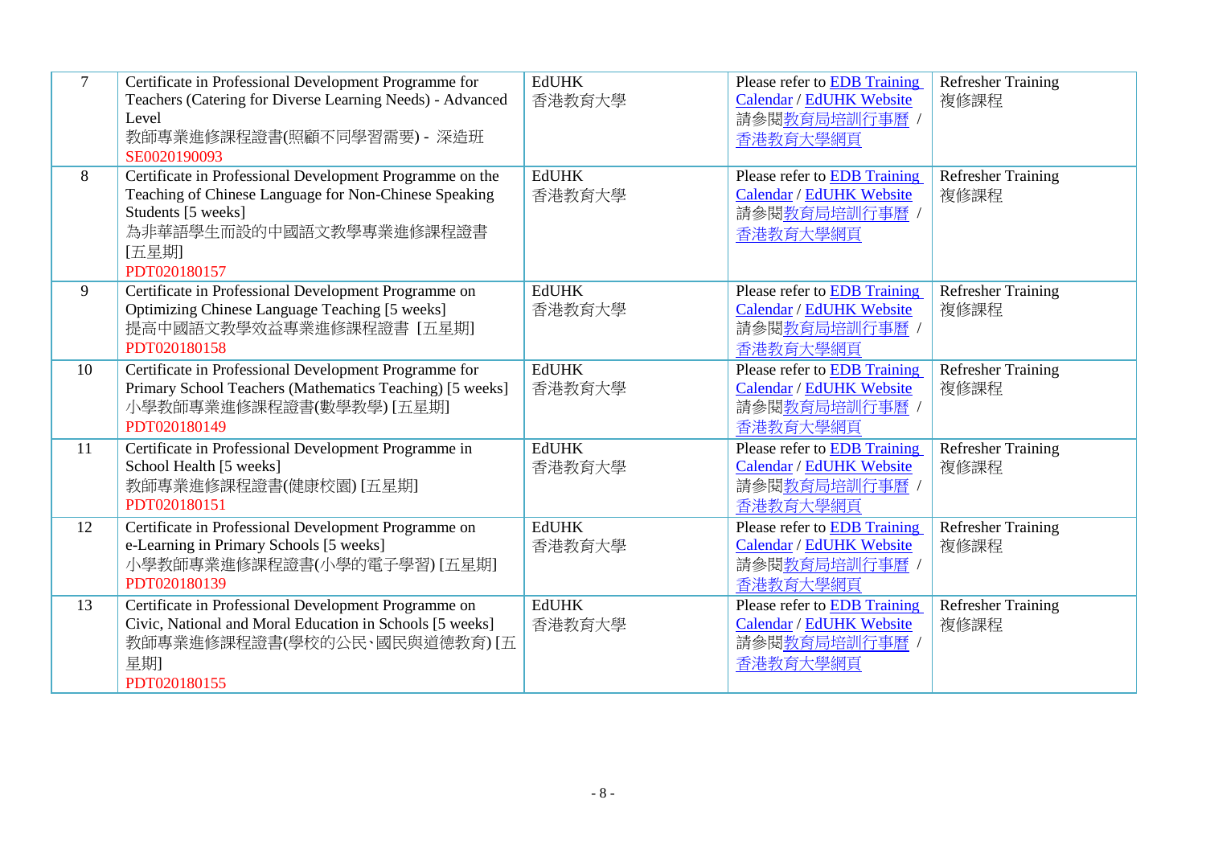| 7 | Certificate in Professional Development Programme for Teachers (Catering for Diverse Learning Needs) - Advanced Level<br>教師專業進修課程證書(照顧不同學習需要) - 深造班<br>SE0020190093 | EdUHK<br>香港教育大學 | Please refer to EDB Training Calendar / EdUHK Website<br>請參閱教育局培訓行事曆 / 香港教育大學網頁 | Refresher Training<br>複修課程 |
|---|---|---|---|---|
| 8 | Certificate in Professional Development Programme on the Teaching of Chinese Language for Non-Chinese Speaking Students [5 weeks]<br>為非華語學生而設的中國語文教學專業進修課程證書 [五星期]<br>PDT020180157 | EdUHK<br>香港教育大學 | Please refer to EDB Training Calendar / EdUHK Website<br>請參閱教育局培訓行事曆 / 香港教育大學網頁 | Refresher Training<br>複修課程 |
| 9 | Certificate in Professional Development Programme on Optimizing Chinese Language Teaching [5 weeks]<br>提高中國語文教學效益專業進修課程證書 [五星期]<br>PDT020180158 | EdUHK<br>香港教育大學 | Please refer to EDB Training Calendar / EdUHK Website<br>請參閱教育局培訓行事曆 / 香港教育大學網頁 | Refresher Training<br>複修課程 |
| 10 | Certificate in Professional Development Programme for Primary School Teachers (Mathematics Teaching) [5 weeks]<br>小學教師專業進修課程證書(數學教學) [五星期]<br>PDT020180149 | EdUHK<br>香港教育大學 | Please refer to EDB Training Calendar / EdUHK Website<br>請參閱教育局培訓行事曆 / 香港教育大學網頁 | Refresher Training<br>複修課程 |
| 11 | Certificate in Professional Development Programme in School Health [5 weeks]<br>教師專業進修課程證書(健康校園) [五星期]<br>PDT020180151 | EdUHK<br>香港教育大學 | Please refer to EDB Training Calendar / EdUHK Website<br>請參閱教育局培訓行事曆 / 香港教育大學網頁 | Refresher Training<br>複修課程 |
| 12 | Certificate in Professional Development Programme on e-Learning in Primary Schools [5 weeks]<br>小學教師專業進修課程證書(小學的電子學習) [五星期]<br>PDT020180139 | EdUHK<br>香港教育大學 | Please refer to EDB Training Calendar / EdUHK Website<br>請參閱教育局培訓行事曆 / 香港教育大學網頁 | Refresher Training<br>複修課程 |
| 13 | Certificate in Professional Development Programme on Civic, National and Moral Education in Schools [5 weeks]<br>教師專業進修課程證書(學校的公民、國民與道德教育) [五星期]<br>PDT020180155 | EdUHK<br>香港教育大學 | Please refer to EDB Training Calendar / EdUHK Website<br>請參閱教育局培訓行事曆 / 香港教育大學網頁 | Refresher Training<br>複修課程 |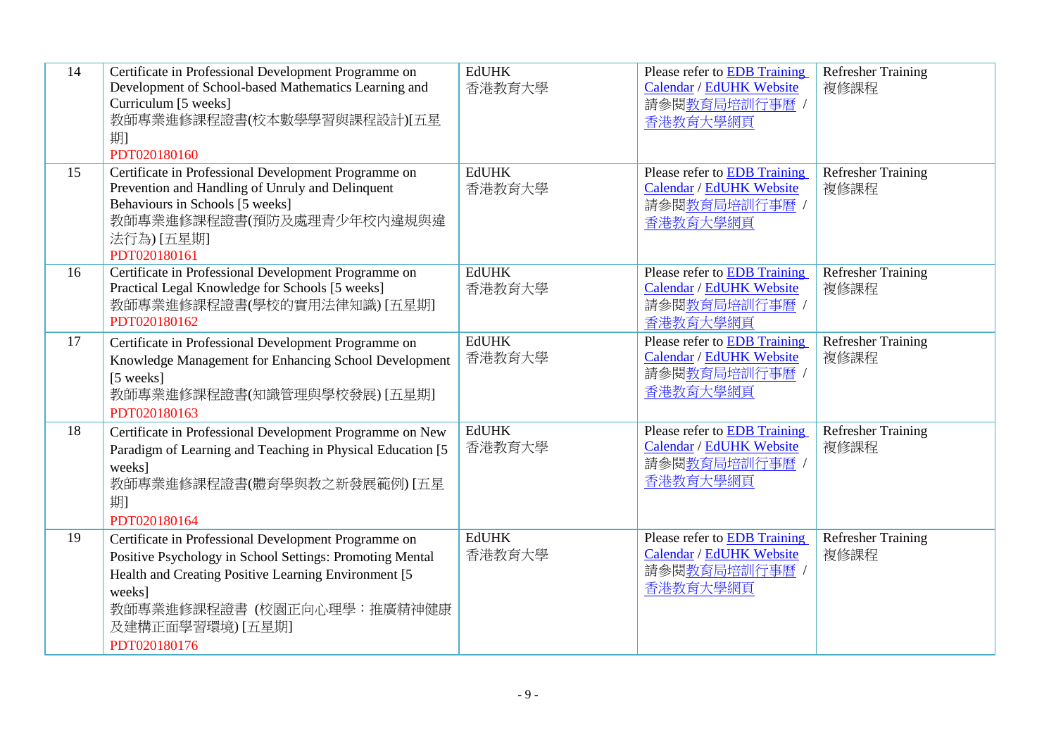| 14 | Certificate in Professional Development Programme on Development of School-based Mathematics Learning and Curriculum [5 weeks]<br>教師專業進修課程證書(校本數學學習與課程設計)[五星期]<br>PDT020180160 | EdUHK<br>香港教育大學 | Please refer to EDB Training Calendar / EdUHK Website<br>請參閱教育局培訓行事曆 / 香港教育大學網頁 | Refresher Training<br>複修課程 |
|---|---|---|---|---|
| 15 | Certificate in Professional Development Programme on Prevention and Handling of Unruly and Delinquent Behaviours in Schools [5 weeks]<br>教師專業進修課程證書(預防及處理青少年校內違規與違法行為) [五星期]<br>PDT020180161 | EdUHK<br>香港教育大學 | Please refer to EDB Training Calendar / EdUHK Website<br>請參閱教育局培訓行事曆 / 香港教育大學網頁 | Refresher Training<br>複修課程 |
| 16 | Certificate in Professional Development Programme on Practical Legal Knowledge for Schools [5 weeks]<br>教師專業進修課程證書(學校的實用法律知識) [五星期]<br>PDT020180162 | EdUHK<br>香港教育大學 | Please refer to EDB Training Calendar / EdUHK Website<br>請參閱教育局培訓行事曆 / 香港教育大學網頁 | Refresher Training<br>複修課程 |
| 17 | Certificate in Professional Development Programme on Knowledge Management for Enhancing School Development [5 weeks]<br>教師專業進修課程證書(知識管理與學校發展) [五星期]<br>PDT020180163 | EdUHK<br>香港教育大學 | Please refer to EDB Training Calendar / EdUHK Website<br>請參閱教育局培訓行事曆 / 香港教育大學網頁 | Refresher Training<br>複修課程 |
| 18 | Certificate in Professional Development Programme on New Paradigm of Learning and Teaching in Physical Education [5 weeks]<br>教師專業進修課程證書(體育學與教之新發展範例) [五星期]<br>PDT020180164 | EdUHK<br>香港教育大學 | Please refer to EDB Training Calendar / EdUHK Website<br>請參閱教育局培訓行事曆 / 香港教育大學網頁 | Refresher Training<br>複修課程 |
| 19 | Certificate in Professional Development Programme on Positive Psychology in School Settings: Promoting Mental Health and Creating Positive Learning Environment [5 weeks]<br>教師專業進修課程證書 (校園正向心理學：推廣精神健康及建構正面學習環境) [五星期]<br>PDT020180176 | EdUHK<br>香港教育大學 | Please refer to EDB Training Calendar / EdUHK Website<br>請參閱教育局培訓行事曆 / 香港教育大學網頁 | Refresher Training<br>複修課程 |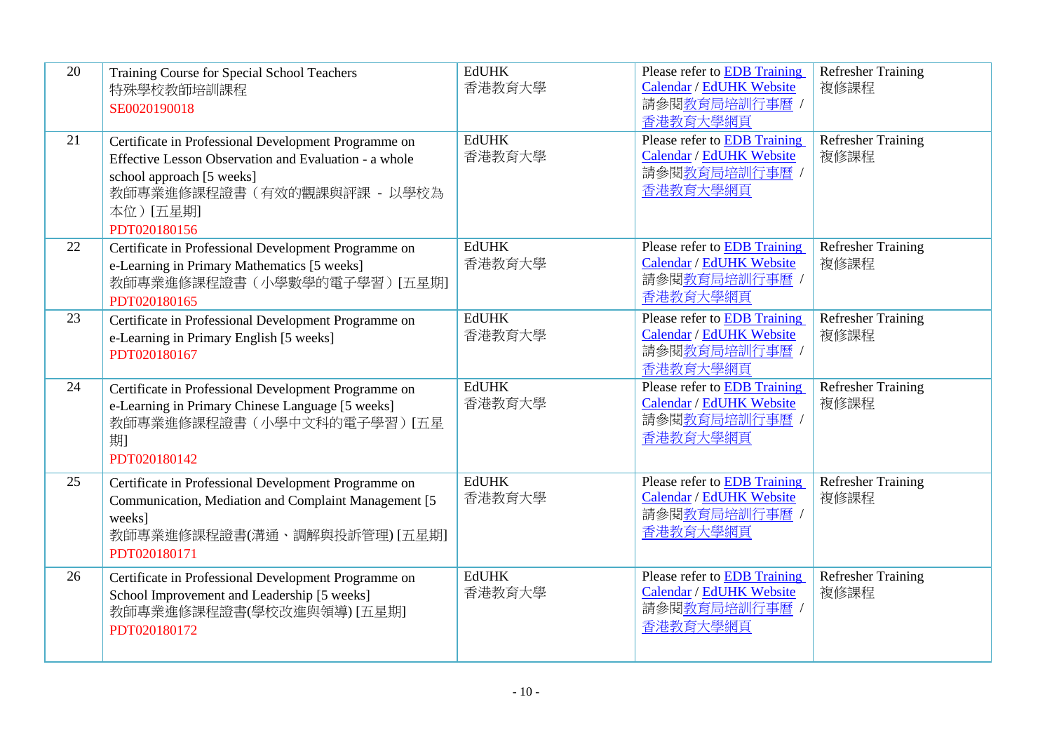| 20 | Training Course for Special School Teachers<br>特殊學校教師培訓課程<br>SE0020190018 | EdUHK<br>香港教育大學 | Please refer to EDB Training Calendar / EdUHK Website<br>請參閱教育局培訓行事曆 / 香港教育大學網頁 | Refresher Training<br>複修課程 |
|---|---|---|---|---|
| 21 | Certificate in Professional Development Programme on Effective Lesson Observation and Evaluation - a whole school approach [5 weeks]<br>教師專業進修課程證書（有效的觀課與評課 - 以學校為本位）[五星期]<br>PDT020180156 | EdUHK<br>香港教育大學 | Please refer to EDB Training Calendar / EdUHK Website<br>請參閱教育局培訓行事曆 / 香港教育大學網頁 | Refresher Training<br>複修課程 |
| 22 | Certificate in Professional Development Programme on e-Learning in Primary Mathematics [5 weeks]<br>教師專業進修課程證書（小學數學的電子學習）[五星期]<br>PDT020180165 | EdUHK<br>香港教育大學 | Please refer to EDB Training Calendar / EdUHK Website<br>請參閱教育局培訓行事曆 / 香港教育大學網頁 | Refresher Training<br>複修課程 |
| 23 | Certificate in Professional Development Programme on e-Learning in Primary English [5 weeks]<br>PDT020180167 | EdUHK<br>香港教育大學 | Please refer to EDB Training Calendar / EdUHK Website<br>請參閱教育局培訓行事曆 / 香港教育大學網頁 | Refresher Training<br>複修課程 |
| 24 | Certificate in Professional Development Programme on e-Learning in Primary Chinese Language [5 weeks]<br>教師專業進修課程證書（小學中文科的電子學習）[五星期]<br>PDT020180142 | EdUHK<br>香港教育大學 | Please refer to EDB Training Calendar / EdUHK Website<br>請參閱教育局培訓行事曆 / 香港教育大學網頁 | Refresher Training<br>複修課程 |
| 25 | Certificate in Professional Development Programme on Communication, Mediation and Complaint Management [5 weeks]<br>教師專業進修課程證書(溝通、調解與投訴管理) [五星期]<br>PDT020180171 | EdUHK<br>香港教育大學 | Please refer to EDB Training Calendar / EdUHK Website<br>請參閱教育局培訓行事曆 / 香港教育大學網頁 | Refresher Training<br>複修課程 |
| 26 | Certificate in Professional Development Programme on School Improvement and Leadership [5 weeks]<br>教師專業進修課程證書(學校改進與領導) [五星期]<br>PDT020180172 | EdUHK<br>香港教育大學 | Please refer to EDB Training Calendar / EdUHK Website<br>請參閱教育局培訓行事曆 / 香港教育大學網頁 | Refresher Training<br>複修課程 |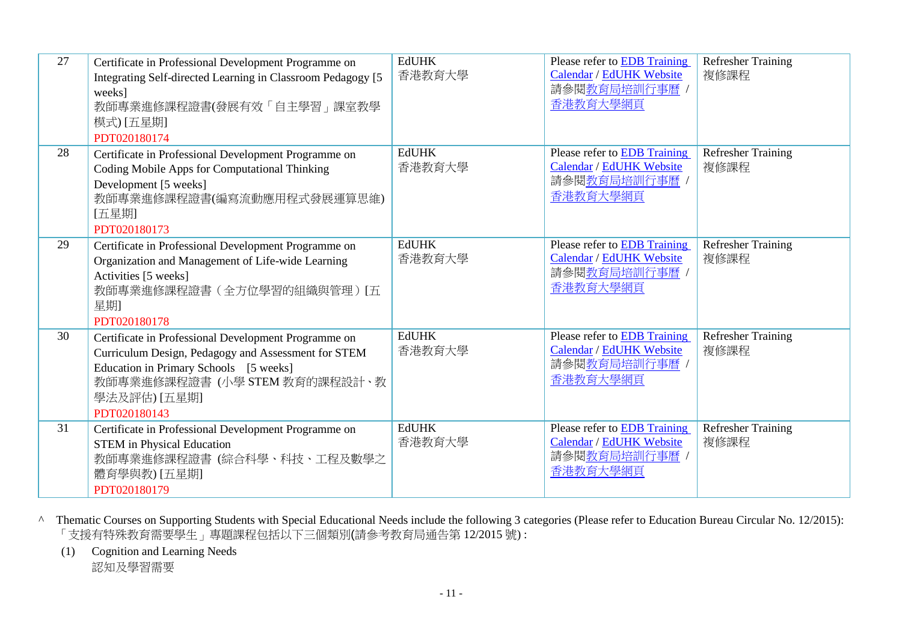| 27 | Certificate in Professional Development Programme on Integrating Self-directed Learning in Classroom Pedagogy [5 weeks]<br>教師專業進修課程證書(發展有效「自主學習」課室教學模式) [五星期]<br>PDT020180174 | EdUHK<br>香港教育大學 | Please refer to EDB Training Calendar / EdUHK Website<br>請參閱教育局培訓行事曆 / 香港教育大學網頁 | Refresher Training<br>複修課程 |
|---|---|---|---|---|
| 28 | Certificate in Professional Development Programme on Coding Mobile Apps for Computational Thinking Development [5 weeks]<br>教師專業進修課程證書(編寫流動應用程式發展運算思維) [五星期]<br>PDT020180173 | EdUHK<br>香港教育大學 | Please refer to EDB Training Calendar / EdUHK Website<br>請參閱教育局培訓行事曆 / 香港教育大學網頁 | Refresher Training<br>複修課程 |
| 29 | Certificate in Professional Development Programme on Organization and Management of Life-wide Learning Activities [5 weeks]<br>教師專業進修課程證書（全方位學習的組織與管理）[五星期]<br>PDT020180178 | EdUHK<br>香港教育大學 | Please refer to EDB Training Calendar / EdUHK Website<br>請參閱教育局培訓行事曆 / 香港教育大學網頁 | Refresher Training<br>複修課程 |
| 30 | Certificate in Professional Development Programme on Curriculum Design, Pedagogy and Assessment for STEM Education in Primary Schools [5 weeks]<br>教師專業進修課程證書 (小學 STEM 教育的課程設計、教學法及評估) [五星期]<br>PDT020180143 | EdUHK<br>香港教育大學 | Please refer to EDB Training Calendar / EdUHK Website<br>請參閱教育局培訓行事曆 / 香港教育大學網頁 | Refresher Training<br>複修課程 |
| 31 | Certificate in Professional Development Programme on STEM in Physical Education<br>教師專業進修課程證書 (綜合科學、科技、工程及數學之體育學與教) [五星期]<br>PDT020180179 | EdUHK<br>香港教育大學 | Please refer to EDB Training Calendar / EdUHK Website<br>請參閱教育局培訓行事曆 / 香港教育大學網頁 | Refresher Training<br>複修課程 |

^ Thematic Courses on Supporting Students with Special Educational Needs include the following 3 categories (Please refer to Education Bureau Circular No. 12/2015):
「支援有特殊教育需要學生」專題課程包括以下三個類別(請參考教育局通告第 12/2015 號) :

(1) Cognition and Learning Needs
認知及學習需要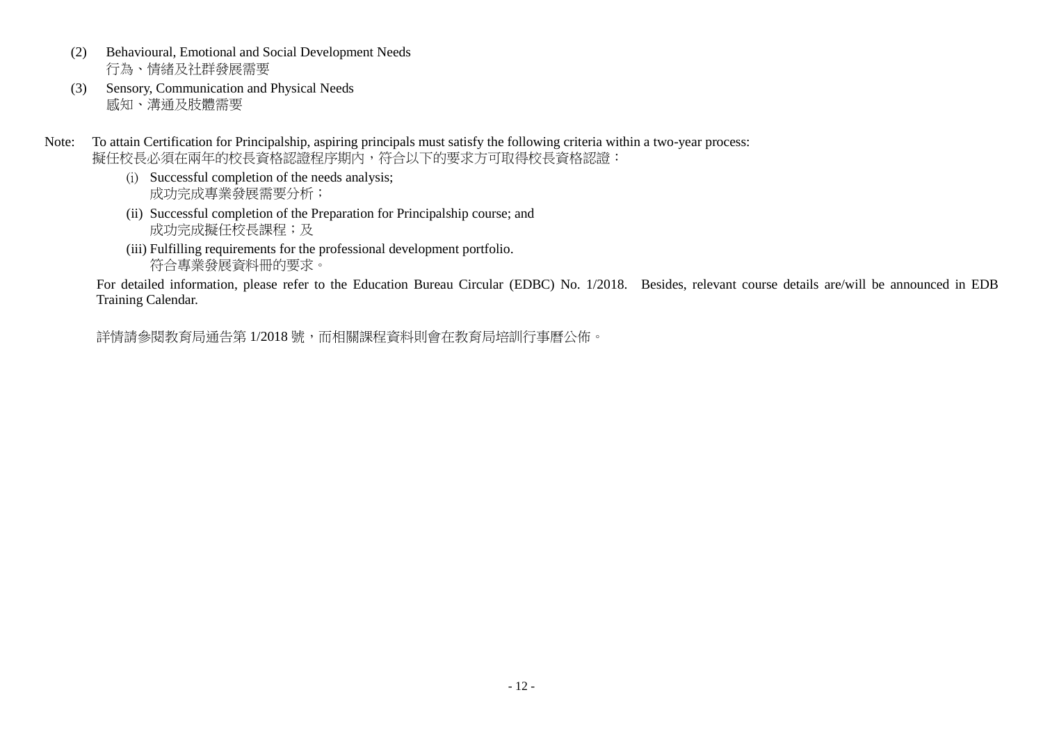(2) Behavioural, Emotional and Social Development Needs
行為、情緒及社群發展需要

(3) Sensory, Communication and Physical Needs
感知、溝通及肢體需要

Note: To attain Certification for Principalship, aspiring principals must satisfy the following criteria within a two-year process:
擬任校長必須在兩年的校長資格認證程序期內，符合以下的要求方可取得校長資格認證：

(i) Successful completion of the needs analysis;
成功完成專業發展需要分析；

(ii) Successful completion of the Preparation for Principalship course; and
成功完成擬任校長課程；及

(iii) Fulfilling requirements for the professional development portfolio.
符合專業發展資料冊的要求。

For detailed information, please refer to the Education Bureau Circular (EDBC) No. 1/2018. Besides, relevant course details are/will be announced in EDB Training Calendar.

詳情請參閱教育局通告第 1/2018 號，而相關課程資料則會在教育局培訓行事曆公佈。